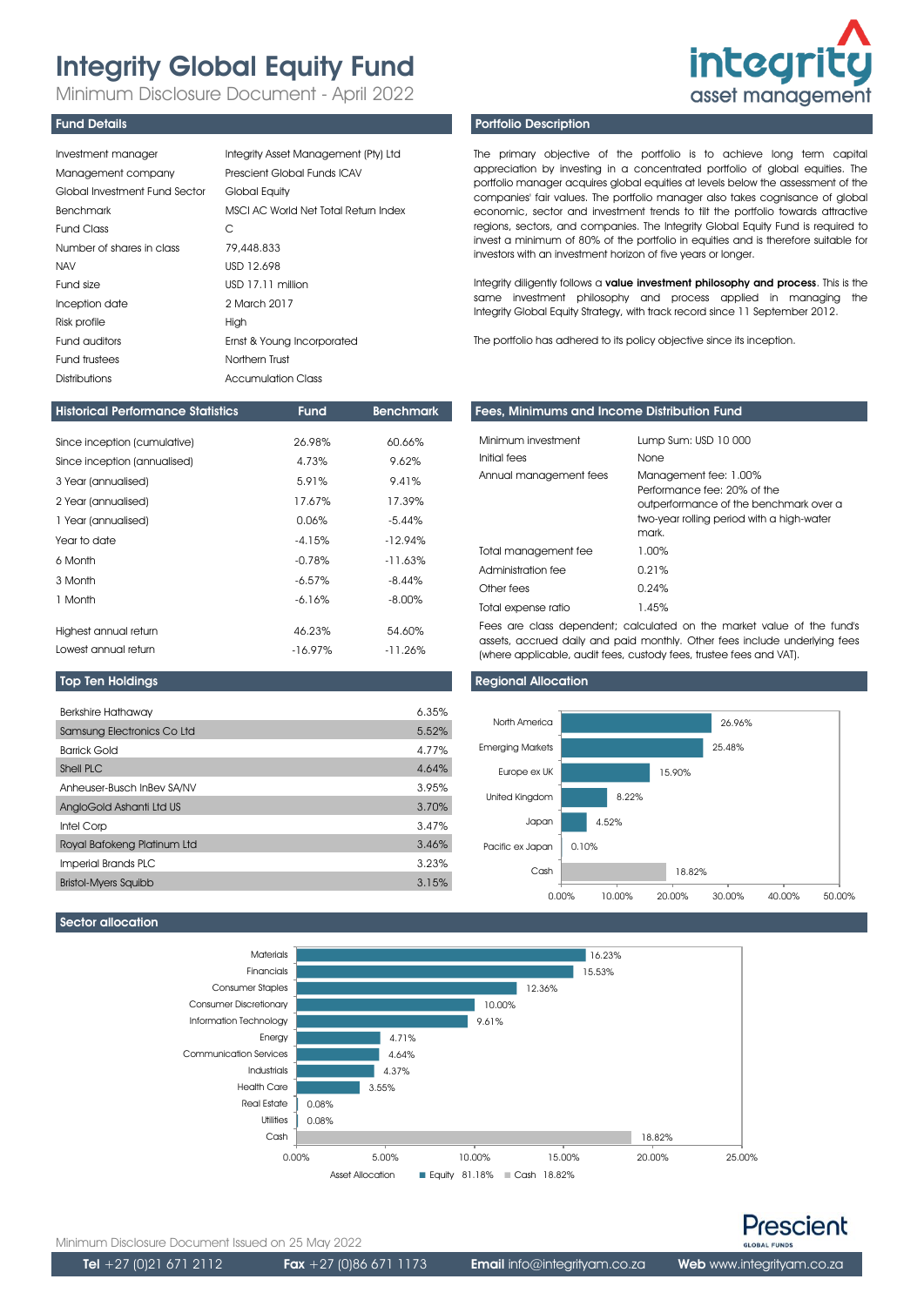# Integrity Global Equity Fund

Minimum Disclosure Document - April 2022

integrity asset management

## Fund Details

| | |
|---|---|
| Investment manager | Integrity Asset Management (Pty) Ltd |
| Management company | Prescient Global Funds ICAV |
| Global Investment Fund Sector | Global Equity |
| Benchmark | MSCI AC World Net Total Return Index |
| Fund Class | C |
| Number of shares in class | 79,448.833 |
| NAV | USD 12.698 |
| Fund size | USD 17.11 million |
| Inception date | 2 March 2017 |
| Risk profile | High |
| Fund auditors | Ernst & Young Incorporated |
| Fund trustees | Northern Trust |
| Distributions | Accumulation Class |

## Portfolio Description

The primary objective of the portfolio is to achieve long term capital appreciation by investing in a concentrated portfolio of global equities. The portfolio manager acquires global equities at levels below the assessment of the companies' fair values. The portfolio manager also takes cognisance of global economic, sector and investment trends to tilt the portfolio towards attractive regions, sectors, and companies. The Integrity Global Equity Fund is required to invest a minimum of 80% of the portfolio in equities and is therefore suitable for investors with an investment horizon of five years or longer.

Integrity diligently follows a **value investment philosophy and process**. This is the same investment philosophy and process applied in managing the Integrity Global Equity Strategy, with track record since 11 September 2012.

The portfolio has adhered to its policy objective since its inception.

## Historical Performance Statistics

| Historical Performance Statistics | Fund | Benchmark |
|---|---|---|
| Since inception (cumulative) | 26.98% | 60.66% |
| Since inception (annualised) | 4.73% | 9.62% |
| 3 Year (annualised) | 5.91% | 9.41% |
| 2 Year (annualised) | 17.67% | 17.39% |
| 1 Year (annualised) | 0.06% | -5.44% |
| Year to date | -4.15% | -12.94% |
| 6 Month | -0.78% | -11.63% |
| 3 Month | -6.57% | -8.44% |
| 1 Month | -6.16% | -8.00% |
| Highest annual return | 46.23% | 54.60% |
| Lowest annual return | -16.97% | -11.26% |

## Fees, Minimums and Income Distribution Fund

| | |
|---|---|
| Minimum investment | Lump Sum: USD 10 000 |
| Initial fees | None |
| Annual management fees | Management fee: 1.00%<br>Performance fee: 20% of the outperformance of the benchmark over a two-year rolling period with a high-water mark. |
| Total management fee | 1.00% |
| Administration fee | 0.21% |
| Other fees | 0.24% |
| Total expense ratio | 1.45% |

Fees are class dependent; calculated on the market value of the fund's assets, accrued daily and paid monthly. Other fees include underlying fees (where applicable, audit fees, custody fees, trustee fees and VAT).

## Top Ten Holdings

| Holding | Weight |
|---|---|
| Berkshire Hathaway | 6.35% |
| Samsung Electronics Co Ltd | 5.52% |
| Barrick Gold | 4.77% |
| Shell PLC | 4.64% |
| Anheuser-Busch InBev SA/NV | 3.95% |
| AngloGold Ashanti Ltd US | 3.70% |
| Intel Corp | 3.47% |
| Royal Bafokeng Platinum Ltd | 3.46% |
| Imperial Brands PLC | 3.23% |
| Bristol-Myers Squibb | 3.15% |

## Regional Allocation

| Region | Allocation |
|---|---|
| North America | 26.96% |
| Emerging Markets | 25.48% |
| Europe ex UK | 15.90% |
| United Kingdom | 8.22% |
| Japan | 4.52% |
| Pacific ex Japan | 0.10% |
| Cash | 18.82% |

## Sector allocation

| Sector | Allocation |
|---|---|
| Materials | 16.23% |
| Financials | 15.53% |
| Consumer Staples | 12.36% |
| Consumer Discretionary | 10.00% |
| Information Technology | 9.61% |
| Energy | 4.71% |
| Communication Services | 4.64% |
| Industrials | 4.37% |
| Health Care | 3.55% |
| Real Estate | 0.08% |
| Utilities | 0.08% |
| Cash | 18.82% |

Asset Allocation: Equity 81.18% | Cash 18.82%

Minimum Disclosure Document Issued on 25 May 2022

**Tel** +27 (0)21 671 2112 **Fax** +27 (0)86 671 1173 **Email** info@integrityam.co.za **Web** www.integrityam.co.za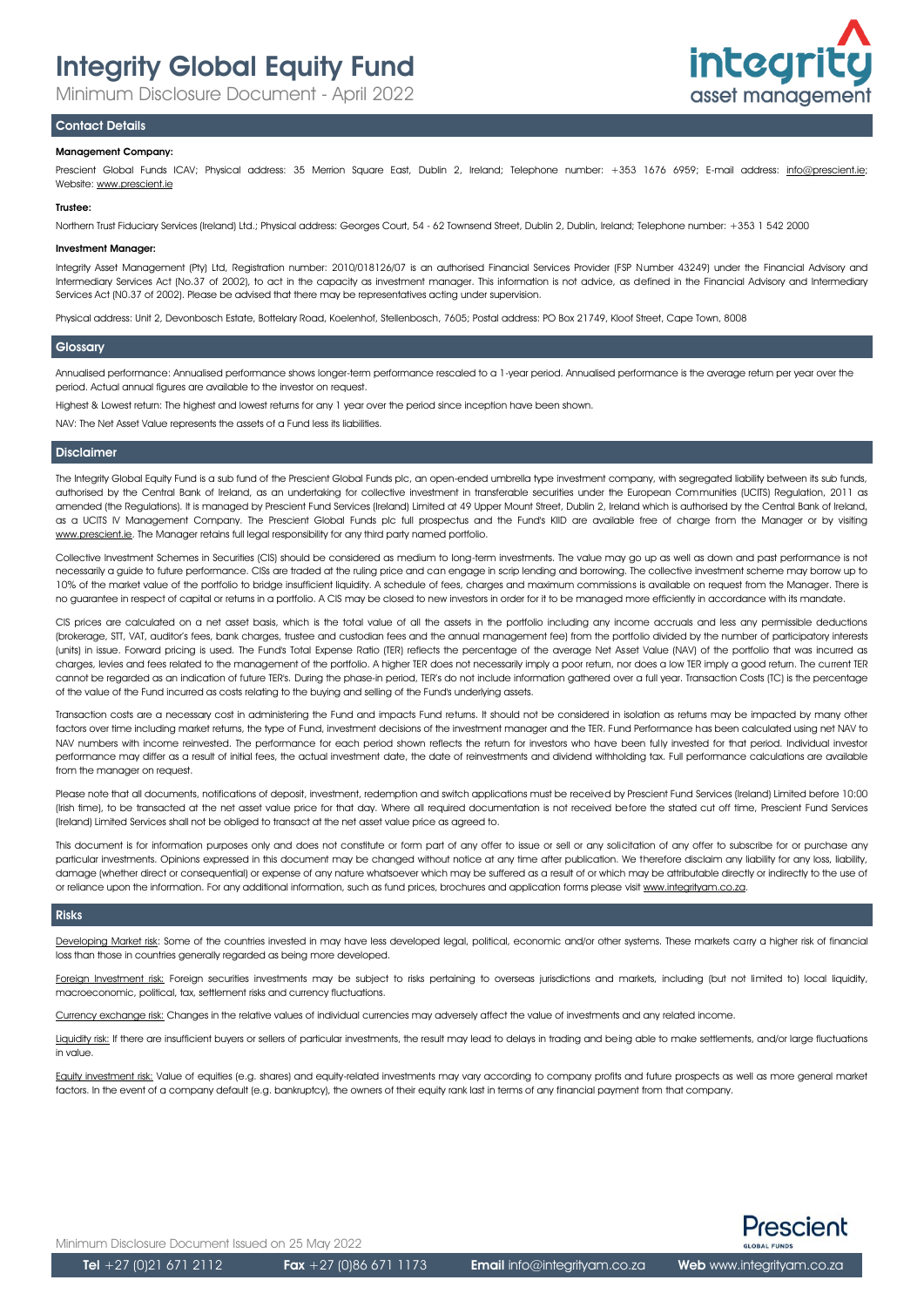# Integrity Global Equity Fund

Minimum Disclosure Document - April 2022

## Contact Details

**Management Company:**

Prescient Global Funds ICAV; Physical address: 35 Merrion Square East, Dublin 2, Ireland; Telephone number: +353 1676 6959; E-mail address: info@prescient.ie; Website: www.prescient.ie

**Trustee:**

Northern Trust Fiduciary Services (Ireland) Ltd.; Physical address: Georges Court, 54 - 62 Townsend Street, Dublin 2, Dublin, Ireland; Telephone number: +353 1 542 2000

**Investment Manager:**

Integrity Asset Management (Pty) Ltd, Registration number: 2010/018126/07 is an authorised Financial Services Provider (FSP Number 43249) under the Financial Advisory and Intermediary Services Act (No.37 of 2002), to act in the capacity as investment manager. This information is not advice, as defined in the Financial Advisory and Intermediary Services Act (N0.37 of 2002). Please be advised that there may be representatives acting under supervision.

Physical address: Unit 2, Devonbosch Estate, Bottelary Road, Koelenhof, Stellenbosch, 7605; Postal address: PO Box 21749, Kloof Street, Cape Town, 8008

## Glossary

Annualised performance: Annualised performance shows longer-term performance rescaled to a 1-year period. Annualised performance is the average return per year over the period. Actual annual figures are available to the investor on request.

Highest & Lowest return: The highest and lowest returns for any 1 year over the period since inception have been shown.

NAV: The Net Asset Value represents the assets of a Fund less its liabilities.

## Disclaimer

The Integrity Global Equity Fund is a sub fund of the Prescient Global Funds plc, an open-ended umbrella type investment company, with segregated liability between its sub funds, authorised by the Central Bank of Ireland, as an undertaking for collective investment in transferable securities under the European Communities (UCITS) Regulation, 2011 as amended (the Regulations). It is managed by Prescient Fund Services (Ireland) Limited at 49 Upper Mount Street, Dublin 2, Ireland which is authorised by the Central Bank of Ireland, as a UCITS IV Management Company. The Prescient Global Funds plc full prospectus and the Fund's KIID are available free of charge from the Manager or by visiting www.prescient.ie. The Manager retains full legal responsibility for any third party named portfolio.

Collective Investment Schemes in Securities (CIS) should be considered as medium to long-term investments. The value may go up as well as down and past performance is not necessarily a guide to future performance. CISs are traded at the ruling price and can engage in scrip lending and borrowing. The collective investment scheme may borrow up to 10% of the market value of the portfolio to bridge insufficient liquidity. A schedule of fees, charges and maximum commissions is available on request from the Manager. There is no guarantee in respect of capital or returns in a portfolio. A CIS may be closed to new investors in order for it to be managed more efficiently in accordance with its mandate.

CIS prices are calculated on a net asset basis, which is the total value of all the assets in the portfolio including any income accruals and less any permissible deductions (brokerage, STT, VAT, auditor's fees, bank charges, trustee and custodian fees and the annual management fee) from the portfolio divided by the number of participatory interests (units) in issue. Forward pricing is used. The Fund's Total Expense Ratio (TER) reflects the percentage of the average Net Asset Value (NAV) of the portfolio that was incurred as charges, levies and fees related to the management of the portfolio. A higher TER does not necessarily imply a poor return, nor does a low TER imply a good return. The current TER cannot be regarded as an indication of future TER's. During the phase-in period, TER's do not include information gathered over a full year. Transaction Costs (TC) is the percentage of the value of the Fund incurred as costs relating to the buying and selling of the Fund's underlying assets.

Transaction costs are a necessary cost in administering the Fund and impacts Fund returns. It should not be considered in isolation as returns may be impacted by many other factors over time including market returns, the type of Fund, investment decisions of the investment manager and the TER. Fund Performance has been calculated using net NAV to NAV numbers with income reinvested. The performance for each period shown reflects the return for investors who have been fully invested for that period. Individual investor performance may differ as a result of initial fees, the actual investment date, the date of reinvestments and dividend withholding tax. Full performance calculations are available from the manager on request.

Please note that all documents, notifications of deposit, investment, redemption and switch applications must be received by Prescient Fund Services (Ireland) Limited before 10:00 (Irish time), to be transacted at the net asset value price for that day. Where all required documentation is not received before the stated cut off time, Prescient Fund Services (Ireland) Limited Services shall not be obliged to transact at the net asset value price as agreed to.

This document is for information purposes only and does not constitute or form part of any offer to issue or sell or any solicitation of any offer to subscribe for or purchase any particular investments. Opinions expressed in this document may be changed without notice at any time after publication. We therefore disclaim any liability for any loss, liability, damage (whether direct or consequential) or expense of any nature whatsoever which may be suffered as a result of or which may be attributable directly or indirectly to the use of or reliance upon the information. For any additional information, such as fund prices, brochures and application forms please visit www.integrityam.co.za.

## Risks

Developing Market risk: Some of the countries invested in may have less developed legal, political, economic and/or other systems. These markets carry a higher risk of financial loss than those in countries generally regarded as being more developed.

Foreign Investment risk: Foreign securities investments may be subject to risks pertaining to overseas jurisdictions and markets, including (but not limited to) local liquidity, macroeconomic, political, tax, settlement risks and currency fluctuations.

Currency exchange risk: Changes in the relative values of individual currencies may adversely affect the value of investments and any related income.

Liquidity risk: If there are insufficient buyers or sellers of particular investments, the result may lead to delays in trading and being able to make settlements, and/or large fluctuations in value.

Equity investment risk: Value of equities (e.g. shares) and equity-related investments may vary according to company profits and future prospects as well as more general market factors. In the event of a company default (e.g. bankruptcy), the owners of their equity rank last in terms of any financial payment from that company.

Minimum Disclosure Document Issued on 25 May 2022

**Tel** +27 (0)21 671 2112 **Fax** +27 (0)86 671 1173 **Email** info@integrityam.co.za **Web** www.integrityam.co.za